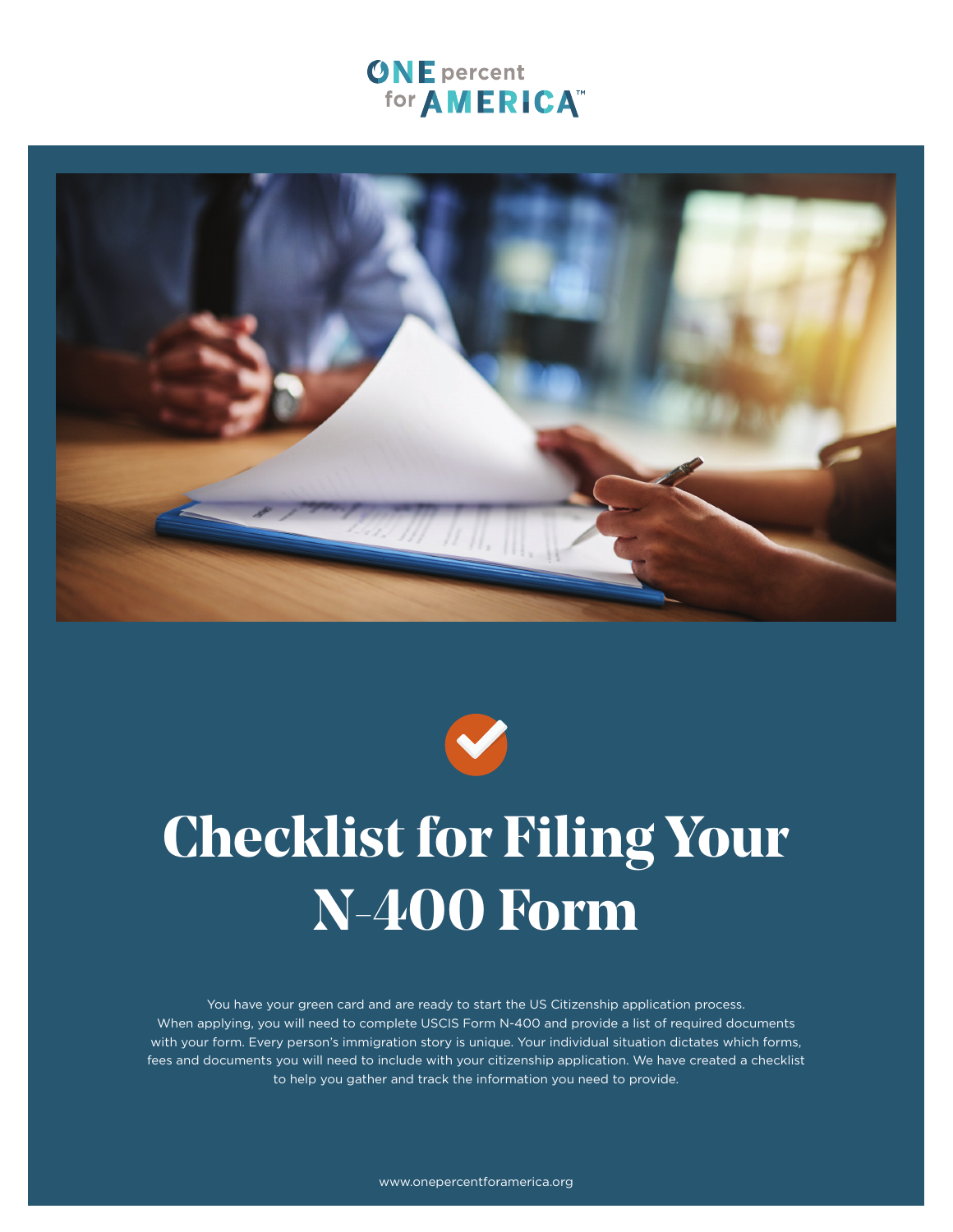ONE percent for AMERICA™

# Checklist for Filing Your N-400 Form

You have your green card and are ready to start the US Citizenship application process. When applying, you will need to complete USCIS Form N-400 and provide a list of required documents with your form. Every person's immigration story is unique. Your individual situation dictates which forms, fees and documents you will need to include with your citizenship application. We have created a checklist to help you gather and track the information you need to provide.

www.onepercentforamerica.org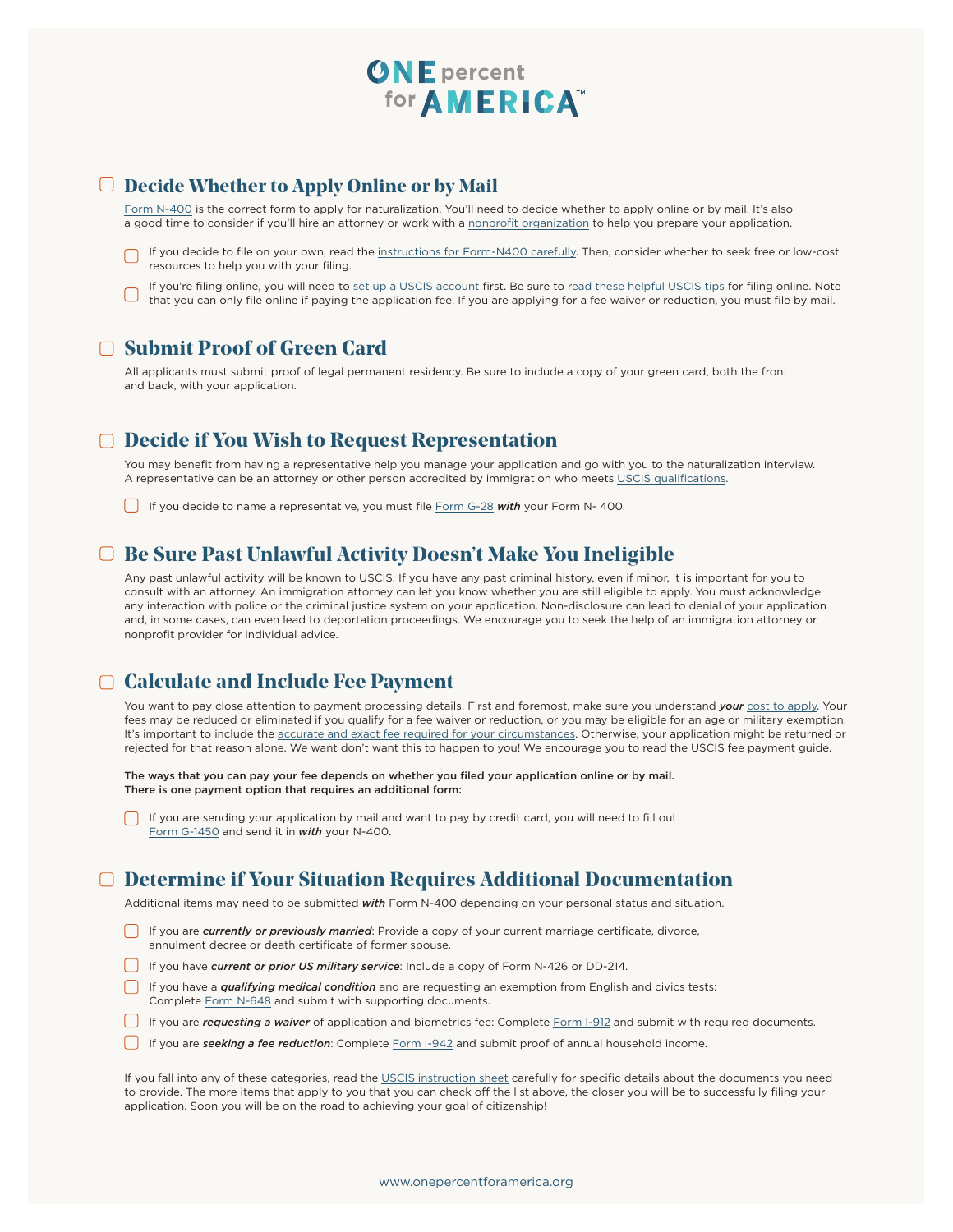ONE percent for AMERICA™

## Decide Whether to Apply Online or by Mail

Form N-400 is the correct form to apply for naturalization. You'll need to decide whether to apply online or by mail. It's also a good time to consider if you'll hire an attorney or work with a nonprofit organization to help you prepare your application.

- If you decide to file on your own, read the instructions for Form-N400 carefully. Then, consider whether to seek free or low-cost resources to help you with your filing.
- If you're filing online, you will need to set up a USCIS account first. Be sure to read these helpful USCIS tips for filing online. Note that you can only file online if paying the application fee. If you are applying for a fee waiver or reduction, you must file by mail.

## Submit Proof of Green Card

All applicants must submit proof of legal permanent residency. Be sure to include a copy of your green card, both the front and back, with your application.

## Decide if You Wish to Request Representation

You may benefit from having a representative help you manage your application and go with you to the naturalization interview. A representative can be an attorney or other person accredited by immigration who meets USCIS qualifications.

- If you decide to name a representative, you must file Form G-28 ***with*** your Form N- 400.

## Be Sure Past Unlawful Activity Doesn't Make You Ineligible

Any past unlawful activity will be known to USCIS. If you have any past criminal history, even if minor, it is important for you to consult with an attorney. An immigration attorney can let you know whether you are still eligible to apply. You must acknowledge any interaction with police or the criminal justice system on your application. Non-disclosure can lead to denial of your application and, in some cases, can even lead to deportation proceedings. We encourage you to seek the help of an immigration attorney or nonprofit provider for individual advice.

## Calculate and Include Fee Payment

You want to pay close attention to payment processing details. First and foremost, make sure you understand ***your*** cost to apply. Your fees may be reduced or eliminated if you qualify for a fee waiver or reduction, or you may be eligible for an age or military exemption. It's important to include the accurate and exact fee required for your circumstances. Otherwise, your application might be returned or rejected for that reason alone. We want don't want this to happen to you! We encourage you to read the USCIS fee payment guide.

**The ways that you can pay your fee depends on whether you filed your application online or by mail. There is one payment option that requires an additional form:**

- If you are sending your application by mail and want to pay by credit card, you will need to fill out Form G-1450 and send it in ***with*** your N-400.

## Determine if Your Situation Requires Additional Documentation

Additional items may need to be submitted ***with*** Form N-400 depending on your personal status and situation.

- If you are ***currently or previously married***: Provide a copy of your current marriage certificate, divorce, annulment decree or death certificate of former spouse.
- If you have ***current or prior US military service***: Include a copy of Form N-426 or DD-214.
- If you have a ***qualifying medical condition*** and are requesting an exemption from English and civics tests: Complete Form N-648 and submit with supporting documents.
- If you are ***requesting a waiver*** of application and biometrics fee: Complete Form I-912 and submit with required documents.
- If you are ***seeking a fee reduction***: Complete Form I-942 and submit proof of annual household income.

If you fall into any of these categories, read the USCIS instruction sheet carefully for specific details about the documents you need to provide. The more items that apply to you that you can check off the list above, the closer you will be to successfully filing your application. Soon you will be on the road to achieving your goal of citizenship!

www.onepercentforamerica.org